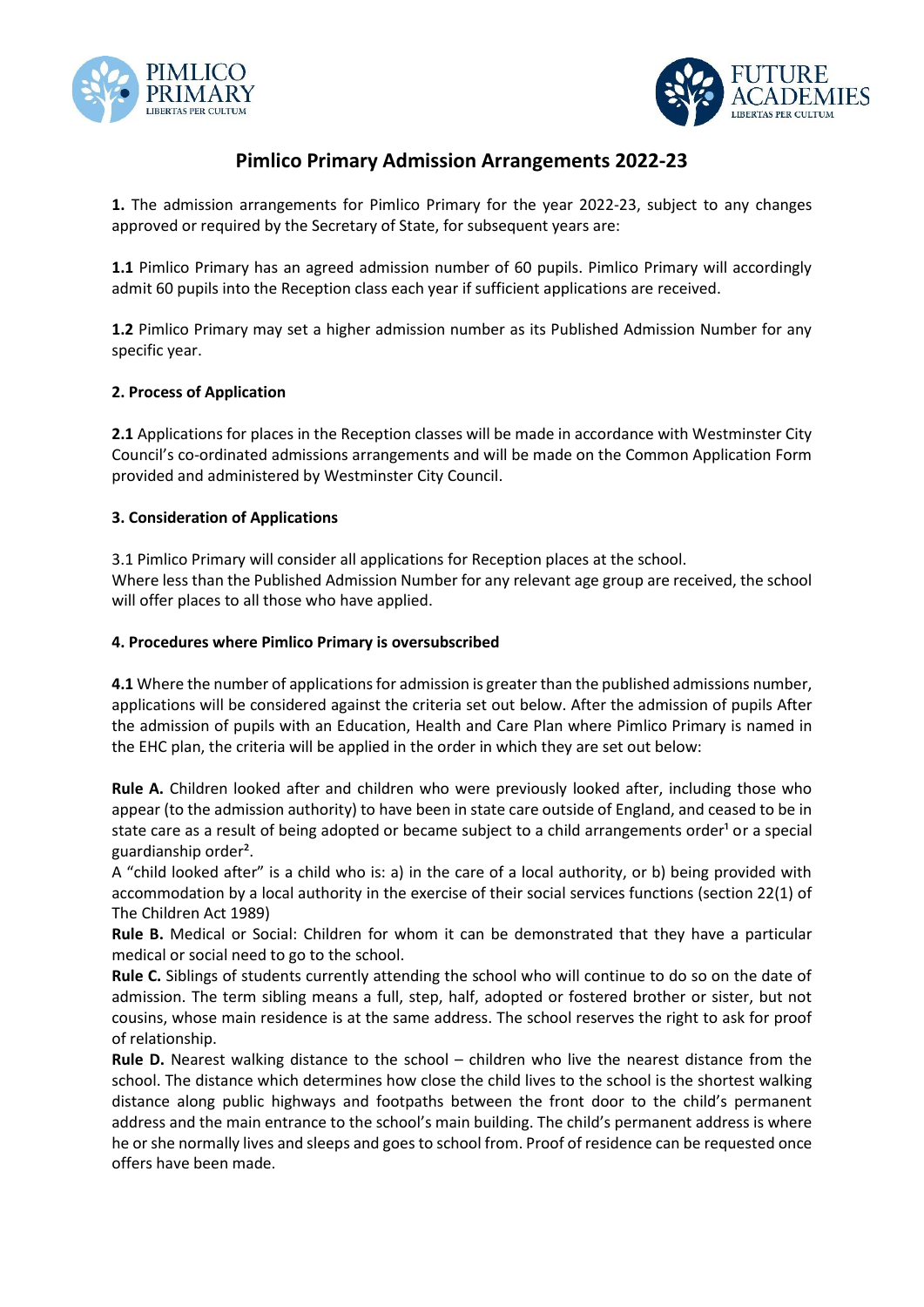# Pimlico Primary Admission Arrangements 2022-23

**1.** The admission arrangements for Pimlico Primary for the year 2022-23, subject to any changes approved or required by the Secretary of State, for subsequent years are:

**1.1** Pimlico Primary has an agreed admission number of 60 pupils. Pimlico Primary will accordingly admit 60 pupils into the Reception class each year if sufficient applications are received.

**1.2** Pimlico Primary may set a higher admission number as its Published Admission Number for any specific year.

**2. Process of Application**

**2.1** Applications for places in the Reception classes will be made in accordance with Westminster City Council's co-ordinated admissions arrangements and will be made on the Common Application Form provided and administered by Westminster City Council.

**3. Consideration of Applications**

3.1 Pimlico Primary will consider all applications for Reception places at the school.
Where less than the Published Admission Number for any relevant age group are received, the school will offer places to all those who have applied.

**4. Procedures where Pimlico Primary is oversubscribed**

**4.1** Where the number of applications for admission is greater than the published admissions number, applications will be considered against the criteria set out below. After the admission of pupils After the admission of pupils with an Education, Health and Care Plan where Pimlico Primary is named in the EHC plan, the criteria will be applied in the order in which they are set out below:

**Rule A.** Children looked after and children who were previously looked after, including those who appear (to the admission authority) to have been in state care outside of England, and ceased to be in state care as a result of being adopted or became subject to a child arrangements order[1] or a special guardianship order[2].
A "child looked after" is a child who is: a) in the care of a local authority, or b) being provided with accommodation by a local authority in the exercise of their social services functions (section 22(1) of The Children Act 1989)
**Rule B.** Medical or Social: Children for whom it can be demonstrated that they have a particular medical or social need to go to the school.
**Rule C.** Siblings of students currently attending the school who will continue to do so on the date of admission. The term sibling means a full, step, half, adopted or fostered brother or sister, but not cousins, whose main residence is at the same address. The school reserves the right to ask for proof of relationship.
**Rule D.** Nearest walking distance to the school – children who live the nearest distance from the school. The distance which determines how close the child lives to the school is the shortest walking distance along public highways and footpaths between the front door to the child's permanent address and the main entrance to the school's main building. The child's permanent address is where he or she normally lives and sleeps and goes to school from. Proof of residence can be requested once offers have been made.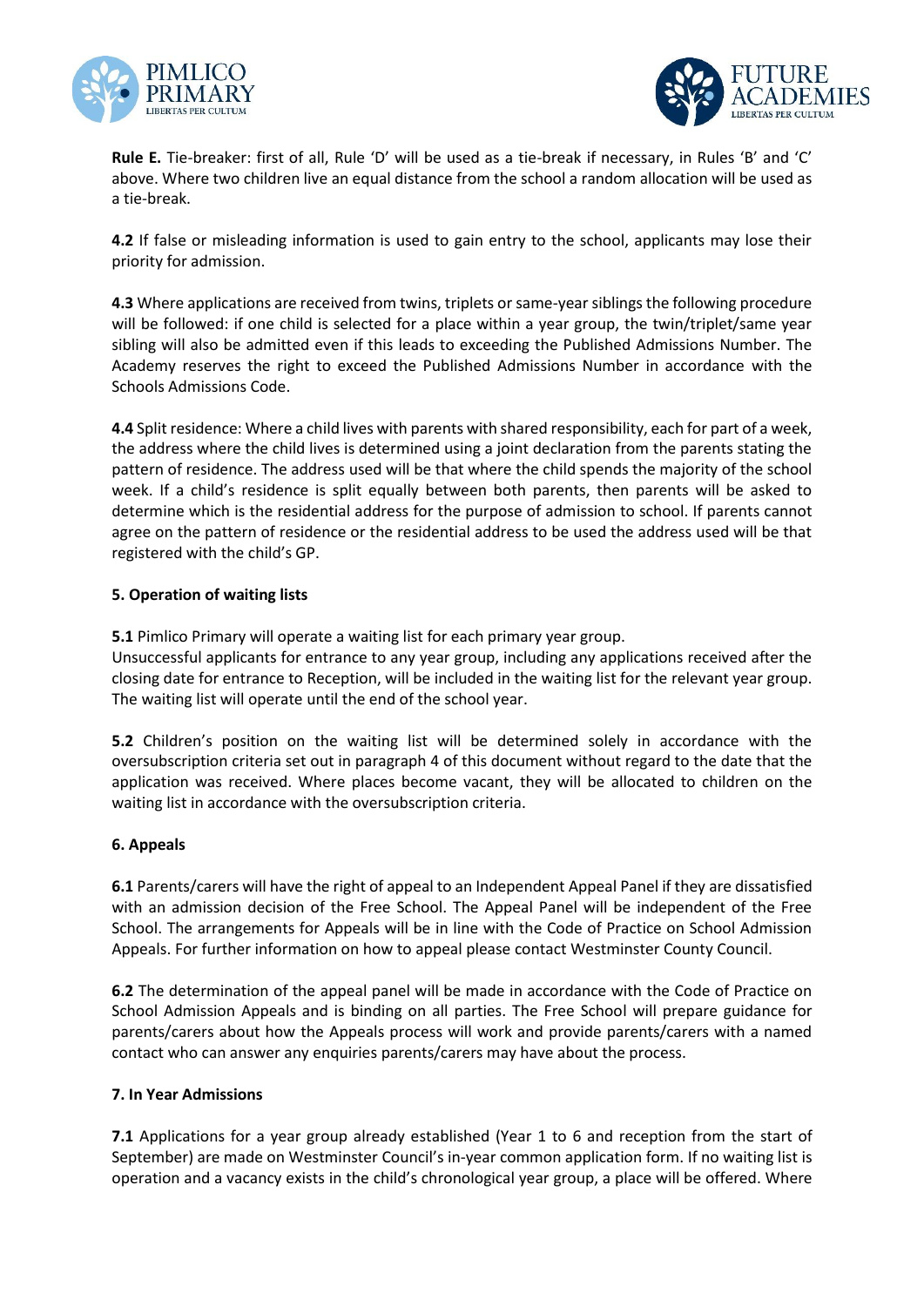**Rule E.** Tie-breaker: first of all, Rule 'D' will be used as a tie-break if necessary, in Rules 'B' and 'C' above. Where two children live an equal distance from the school a random allocation will be used as a tie-break.

**4.2** If false or misleading information is used to gain entry to the school, applicants may lose their priority for admission.

**4.3** Where applications are received from twins, triplets or same-year siblings the following procedure will be followed: if one child is selected for a place within a year group, the twin/triplet/same year sibling will also be admitted even if this leads to exceeding the Published Admissions Number. The Academy reserves the right to exceed the Published Admissions Number in accordance with the Schools Admissions Code.

**4.4** Split residence: Where a child lives with parents with shared responsibility, each for part of a week, the address where the child lives is determined using a joint declaration from the parents stating the pattern of residence. The address used will be that where the child spends the majority of the school week. If a child's residence is split equally between both parents, then parents will be asked to determine which is the residential address for the purpose of admission to school. If parents cannot agree on the pattern of residence or the residential address to be used the address used will be that registered with the child's GP.

**5. Operation of waiting lists**

**5.1** Pimlico Primary will operate a waiting list for each primary year group.
Unsuccessful applicants for entrance to any year group, including any applications received after the closing date for entrance to Reception, will be included in the waiting list for the relevant year group. The waiting list will operate until the end of the school year.

**5.2** Children's position on the waiting list will be determined solely in accordance with the oversubscription criteria set out in paragraph 4 of this document without regard to the date that the application was received. Where places become vacant, they will be allocated to children on the waiting list in accordance with the oversubscription criteria.

**6. Appeals**

**6.1** Parents/carers will have the right of appeal to an Independent Appeal Panel if they are dissatisfied with an admission decision of the Free School. The Appeal Panel will be independent of the Free School. The arrangements for Appeals will be in line with the Code of Practice on School Admission Appeals. For further information on how to appeal please contact Westminster County Council.

**6.2** The determination of the appeal panel will be made in accordance with the Code of Practice on School Admission Appeals and is binding on all parties. The Free School will prepare guidance for parents/carers about how the Appeals process will work and provide parents/carers with a named contact who can answer any enquiries parents/carers may have about the process.

**7. In Year Admissions**

**7.1** Applications for a year group already established (Year 1 to 6 and reception from the start of September) are made on Westminster Council's in-year common application form. If no waiting list is operation and a vacancy exists in the child's chronological year group, a place will be offered. Where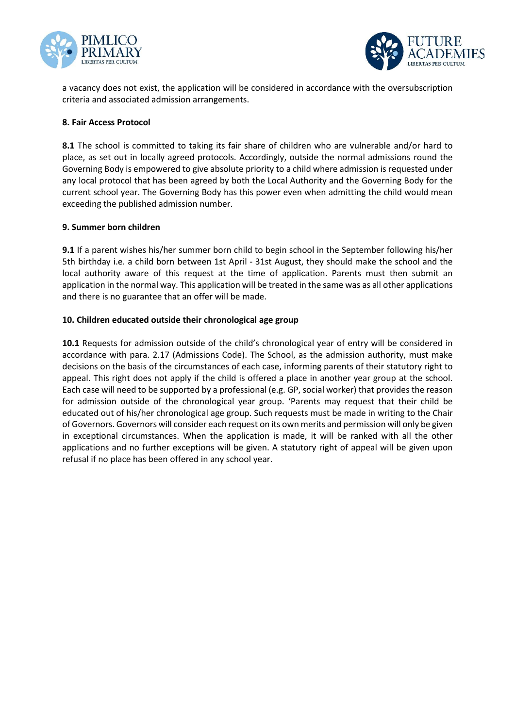a vacancy does not exist, the application will be considered in accordance with the oversubscription criteria and associated admission arrangements.

## 8. Fair Access Protocol

**8.1** The school is committed to taking its fair share of children who are vulnerable and/or hard to place, as set out in locally agreed protocols. Accordingly, outside the normal admissions round the Governing Body is empowered to give absolute priority to a child where admission is requested under any local protocol that has been agreed by both the Local Authority and the Governing Body for the current school year. The Governing Body has this power even when admitting the child would mean exceeding the published admission number.

## 9. Summer born children

**9.1** If a parent wishes his/her summer born child to begin school in the September following his/her 5th birthday i.e. a child born between 1st April - 31st August, they should make the school and the local authority aware of this request at the time of application. Parents must then submit an application in the normal way. This application will be treated in the same was as all other applications and there is no guarantee that an offer will be made.

## 10. Children educated outside their chronological age group

**10.1** Requests for admission outside of the child's chronological year of entry will be considered in accordance with para. 2.17 (Admissions Code). The School, as the admission authority, must make decisions on the basis of the circumstances of each case, informing parents of their statutory right to appeal. This right does not apply if the child is offered a place in another year group at the school. Each case will need to be supported by a professional (e.g. GP, social worker) that provides the reason for admission outside of the chronological year group. 'Parents may request that their child be educated out of his/her chronological age group. Such requests must be made in writing to the Chair of Governors. Governors will consider each request on its own merits and permission will only be given in exceptional circumstances. When the application is made, it will be ranked with all the other applications and no further exceptions will be given. A statutory right of appeal will be given upon refusal if no place has been offered in any school year.